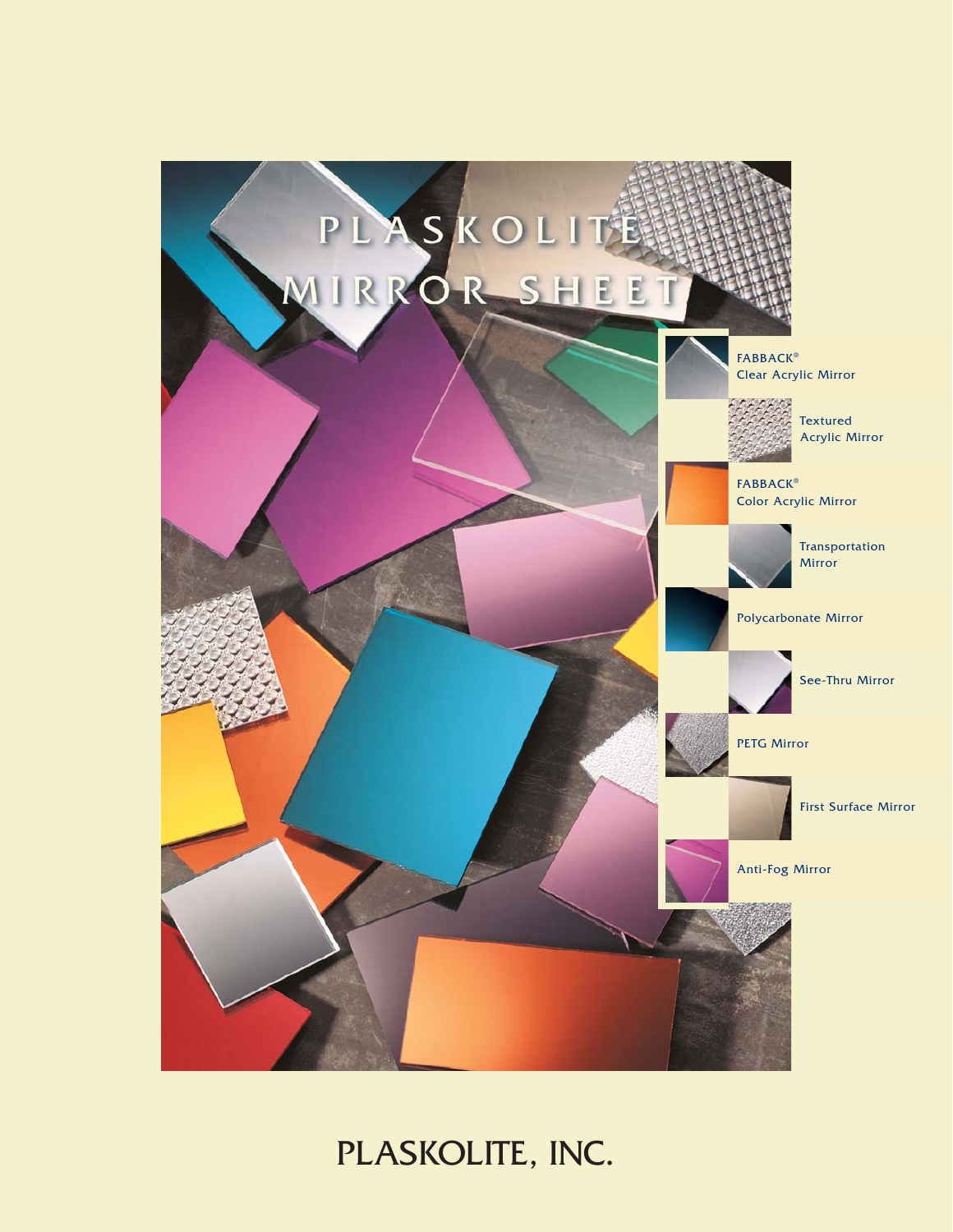# PLASKOLITE MIRROR SHEET

- FABBACK® Clear Acrylic Mirror
- Textured Acrylic Mirror
- FABBACK® Color Acrylic Mirror
- Transportation Mirror
- Polycarbonate Mirror
- See-Thru Mirror
- PETG Mirror
- First Surface Mirror
- Anti-Fog Mirror

PLASKOLITE, INC.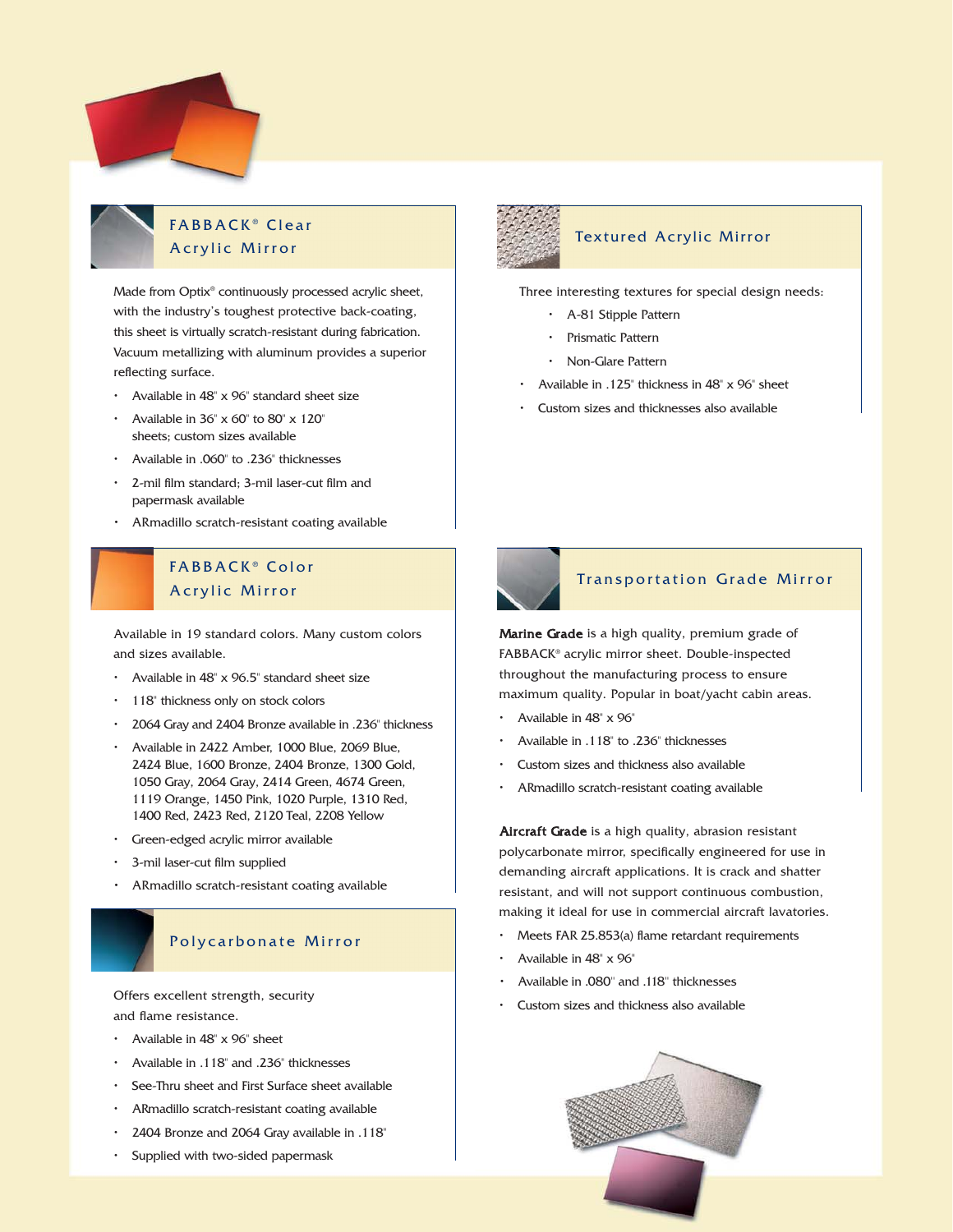## FABBACK® Clear Acrylic Mirror

Made from Optix® continuously processed acrylic sheet, with the industry's toughest protective back-coating, this sheet is virtually scratch-resistant during fabrication. Vacuum metallizing with aluminum provides a superior reflecting surface.

- Available in 48" x 96" standard sheet size
- Available in 36" x 60" to 80" x 120" sheets; custom sizes available
- Available in .060" to .236" thicknesses
- 2-mil film standard; 3-mil laser-cut film and papermask available
- ARmadillo scratch-resistant coating available

## FABBACK® Color Acrylic Mirror

Available in 19 standard colors. Many custom colors and sizes available.

- Available in 48" x 96.5" standard sheet size
- 118" thickness only on stock colors
- 2064 Gray and 2404 Bronze available in .236" thickness
- Available in 2422 Amber, 1000 Blue, 2069 Blue, 2424 Blue, 1600 Bronze, 2404 Bronze, 1300 Gold, 1050 Gray, 2064 Gray, 2414 Green, 4674 Green, 1119 Orange, 1450 Pink, 1020 Purple, 1310 Red, 1400 Red, 2423 Red, 2120 Teal, 2208 Yellow
- Green-edged acrylic mirror available
- 3-mil laser-cut film supplied
- ARmadillo scratch-resistant coating available

## Polycarbonate Mirror

Offers excellent strength, security and flame resistance.

- Available in 48" x 96" sheet
- Available in .118" and .236" thicknesses
- See-Thru sheet and First Surface sheet available
- ARmadillo scratch-resistant coating available
- 2404 Bronze and 2064 Gray available in .118"
- Supplied with two-sided papermask

## Textured Acrylic Mirror

Three interesting textures for special design needs:

- A-81 Stipple Pattern
- Prismatic Pattern
- Non-Glare Pattern

- Available in .125" thickness in 48" x 96" sheet
- Custom sizes and thicknesses also available

## Transportation Grade Mirror

**Marine Grade** is a high quality, premium grade of FABBACK® acrylic mirror sheet. Double-inspected throughout the manufacturing process to ensure maximum quality. Popular in boat/yacht cabin areas.

- Available in 48" x 96"
- Available in .118" to .236" thicknesses
- Custom sizes and thickness also available
- ARmadillo scratch-resistant coating available

**Aircraft Grade** is a high quality, abrasion resistant polycarbonate mirror, specifically engineered for use in demanding aircraft applications. It is crack and shatter resistant, and will not support continuous combustion, making it ideal for use in commercial aircraft lavatories.

- Meets FAR 25.853(a) flame retardant requirements
- Available in 48" x 96"
- Available in .080" and .118" thicknesses
- Custom sizes and thickness also available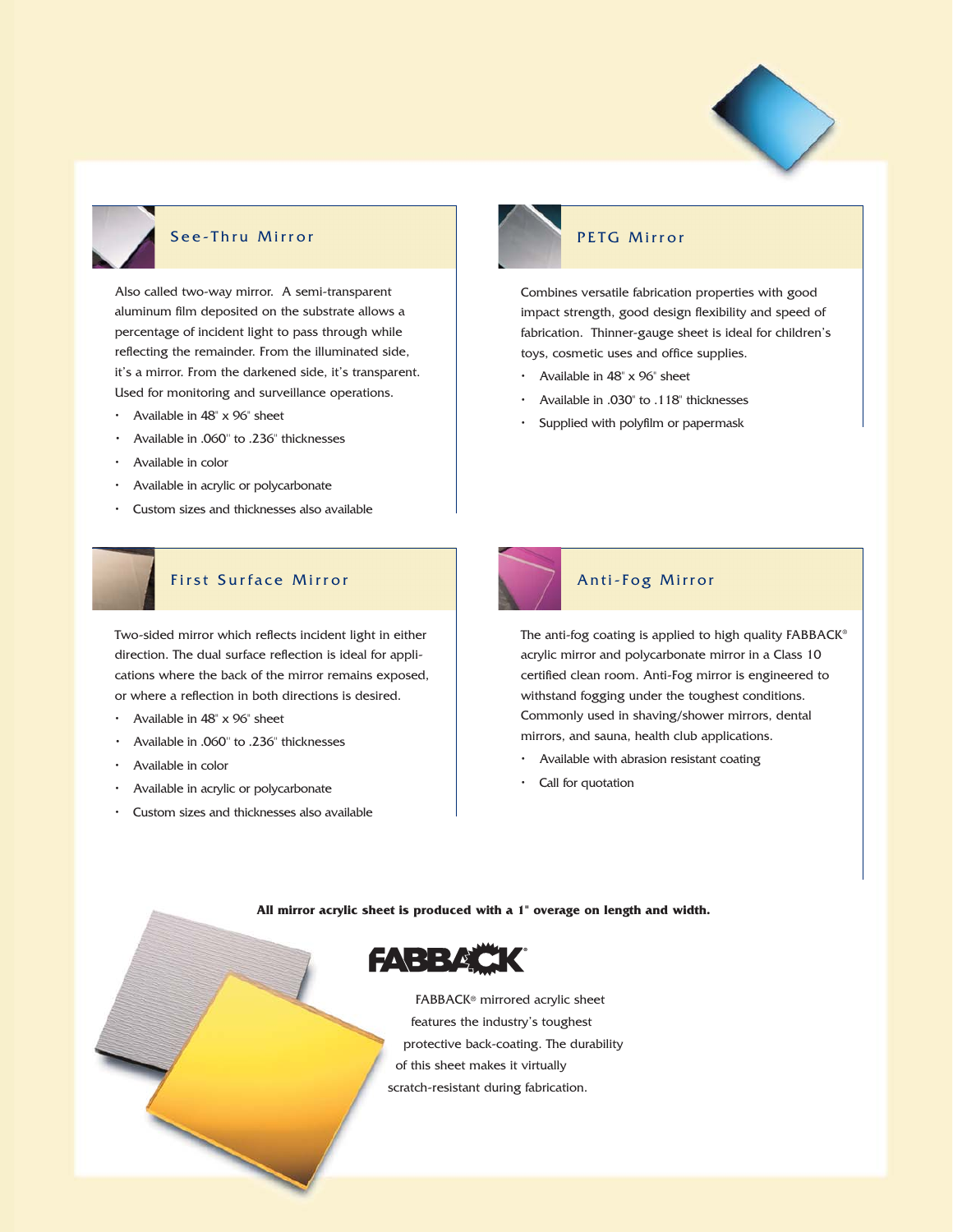## See-Thru Mirror

Also called two-way mirror. A semi-transparent aluminum film deposited on the substrate allows a percentage of incident light to pass through while reflecting the remainder. From the illuminated side, it's a mirror. From the darkened side, it's transparent. Used for monitoring and surveillance operations.

- Available in 48" x 96" sheet
- Available in .060" to .236" thicknesses
- Available in color
- Available in acrylic or polycarbonate
- Custom sizes and thicknesses also available

## PETG Mirror

Combines versatile fabrication properties with good impact strength, good design flexibility and speed of fabrication. Thinner-gauge sheet is ideal for children's toys, cosmetic uses and office supplies.

- Available in 48" x 96" sheet
- Available in .030" to .118" thicknesses
- Supplied with polyfilm or papermask

## First Surface Mirror

Two-sided mirror which reflects incident light in either direction. The dual surface reflection is ideal for applications where the back of the mirror remains exposed, or where a reflection in both directions is desired.

- Available in 48" x 96" sheet
- Available in .060" to .236" thicknesses
- Available in color
- Available in acrylic or polycarbonate
- Custom sizes and thicknesses also available

## Anti-Fog Mirror

The anti-fog coating is applied to high quality FABBACK® acrylic mirror and polycarbonate mirror in a Class 10 certified clean room. Anti-Fog mirror is engineered to withstand fogging under the toughest conditions. Commonly used in shaving/shower mirrors, dental mirrors, and sauna, health club applications.

- Available with abrasion resistant coating
- Call for quotation

**All mirror acrylic sheet is produced with a 1" overage on length and width.**

FABBACK®

FABBACK® mirrored acrylic sheet features the industry's toughest protective back-coating. The durability of this sheet makes it virtually scratch-resistant during fabrication.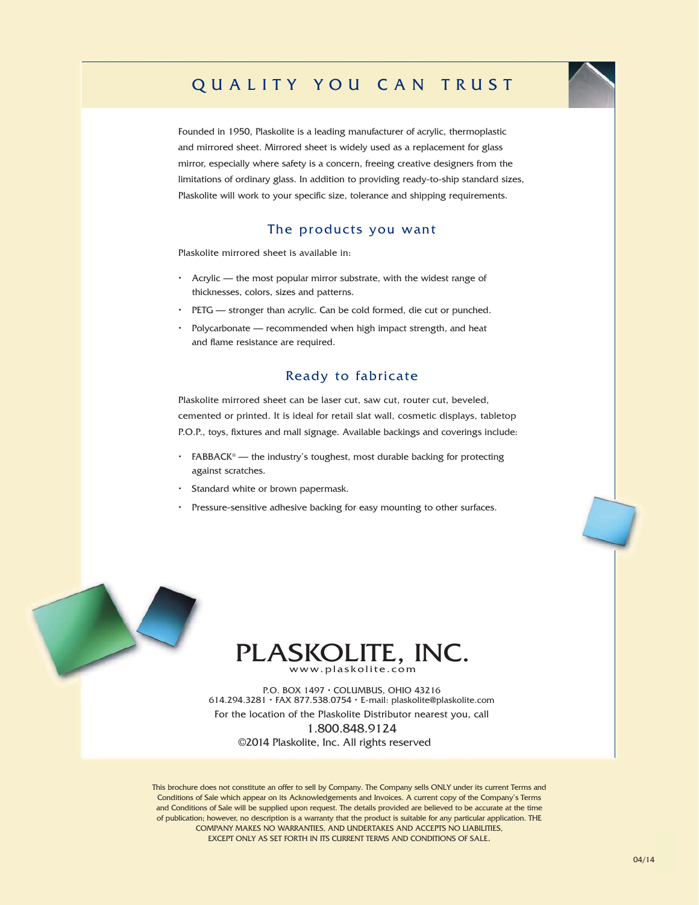# QUALITY YOU CAN TRUST

Founded in 1950, Plaskolite is a leading manufacturer of acrylic, thermoplastic and mirrored sheet. Mirrored sheet is widely used as a replacement for glass mirror, especially where safety is a concern, freeing creative designers from the limitations of ordinary glass. In addition to providing ready-to-ship standard sizes, Plaskolite will work to your specific size, tolerance and shipping requirements.

## The products you want

Plaskolite mirrored sheet is available in:

- Acrylic — the most popular mirror substrate, with the widest range of thicknesses, colors, sizes and patterns.
- PETG — stronger than acrylic. Can be cold formed, die cut or punched.
- Polycarbonate — recommended when high impact strength, and heat and flame resistance are required.

## Ready to fabricate

Plaskolite mirrored sheet can be laser cut, saw cut, router cut, beveled, cemented or printed. It is ideal for retail slat wall, cosmetic displays, tabletop P.O.P., toys, fixtures and mall signage. Available backings and coverings include:

- FABBACK® — the industry's toughest, most durable backing for protecting against scratches.
- Standard white or brown papermask.
- Pressure-sensitive adhesive backing for easy mounting to other surfaces.

**PLASKOLITE, INC.**
www.plaskolite.com

P.O. BOX 1497 • COLUMBUS, OHIO 43216
614.294.3281 • FAX 877.538.0754 • E-mail: plaskolite@plaskolite.com
For the location of the Plaskolite Distributor nearest you, call
1.800.848.9124
©2014 Plaskolite, Inc. All rights reserved

This brochure does not constitute an offer to sell by Company. The Company sells ONLY under its current Terms and Conditions of Sale which appear on its Acknowledgements and Invoices. A current copy of the Company's Terms and Conditions of Sale will be supplied upon request. The details provided are believed to be accurate at the time of publication; however, no description is a warranty that the product is suitable for any particular application. THE COMPANY MAKES NO WARRANTIES, AND UNDERTAKES AND ACCEPTS NO LIABILITIES, EXCEPT ONLY AS SET FORTH IN ITS CURRENT TERMS AND CONDITIONS OF SALE.

04/14